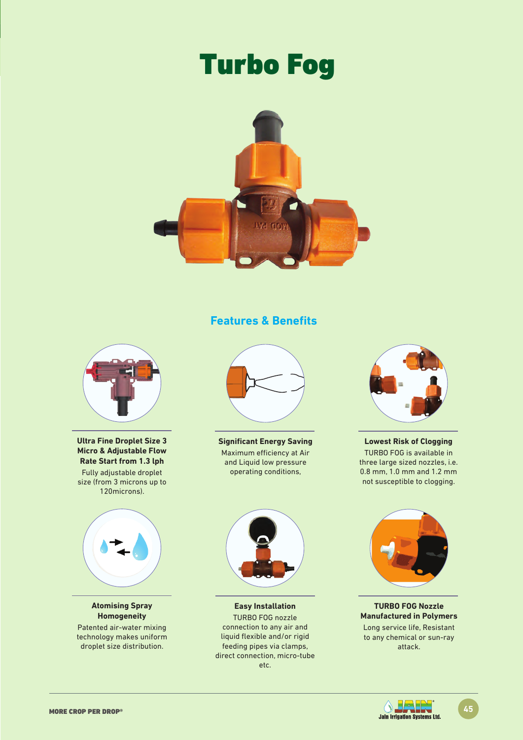# Turbo Fog

## Features & Benefits

**Ultra Fine Droplet Size 3 Micro & Adjustable Flow Rate Start from 1.3 lph**

Fully adjustable droplet size (from 3 microns up to 120microns).

**Significant Energy Saving**

Maximum efficiency at Air and Liquid low pressure operating conditions,

**Lowest Risk of Clogging**

TURBO FOG is available in three large sized nozzles, i.e. 0.8 mm, 1.0 mm and 1.2 mm not susceptible to clogging.

**Atomising Spray Homogeneity**

Patented air-water mixing technology makes uniform droplet size distribution.

**Easy Installation**

TURBO FOG nozzle connection to any air and liquid flexible and/or rigid feeding pipes via clamps, direct connection, micro-tube etc.

**TURBO FOG Nozzle Manufactured in Polymers**

Long service life, Resistant to any chemical or sun-ray attack.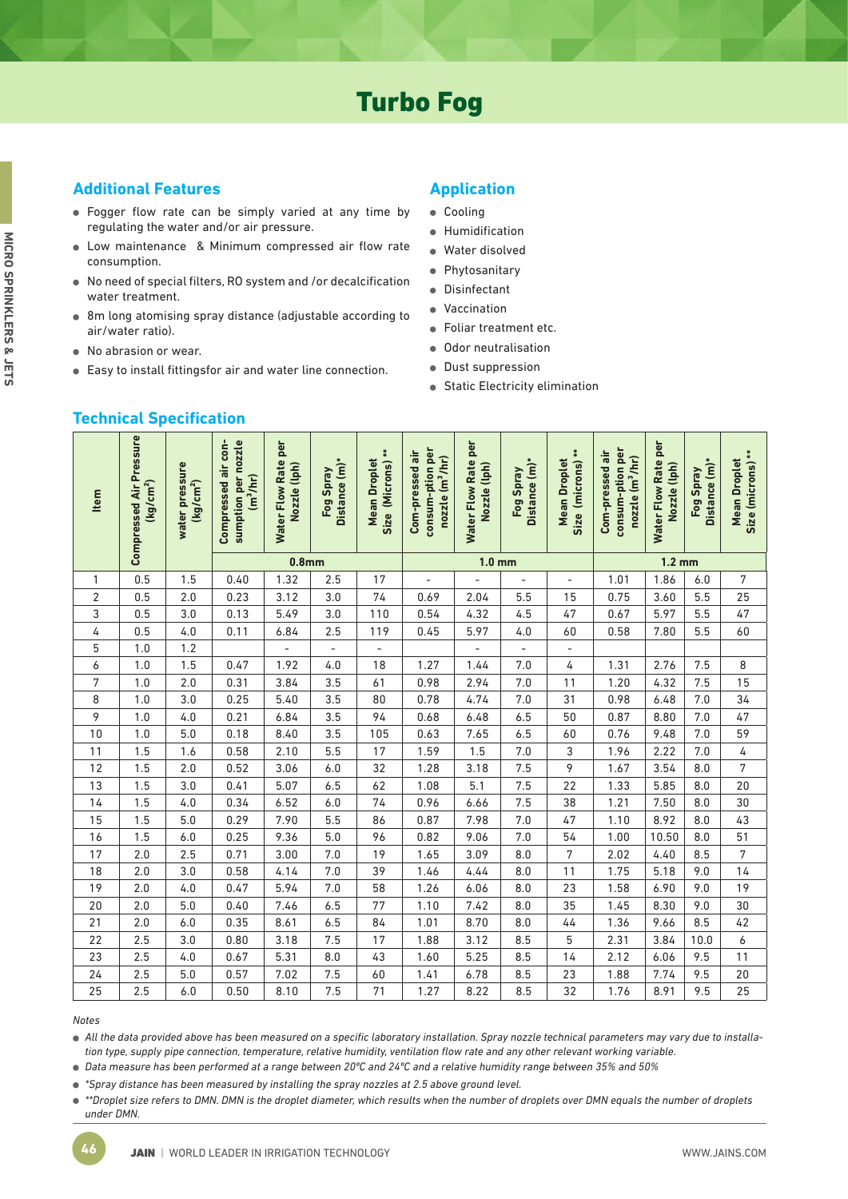# Turbo Fog

## Additional Features

- Fogger flow rate can be simply varied at any time by regulating the water and/or air pressure.
- Low maintenance & Minimum compressed air flow rate consumption.
- No need of special filters, RO system and /or decalcification water treatment.
- 8m long atomising spray distance (adjustable according to air/water ratio).
- No abrasion or wear.
- Easy to install fittingsfor air and water line connection.

## Application

- Cooling
- Humidification
- Water disolved
- Phytosanitary
- Disinfectant
- Vaccination
- Foliar treatment etc.
- Odor neutralisation
- Dust suppression
- Static Electricity elimination

## Technical Specification

| Item | Compressed Air Pressure (kg/cm²) | water pressure (kg/cm²) | Compressed air consumption per nozzle (m³/hr) | Water Flow Rate per Nozzle (lph) | Fog Spray Distance (m)* | Mean Droplet Size (Microns) ** | Com-pressed air consum-ption per nozzle (m³/hr) | Water Flow Rate per Nozzle (lph) | Fog Spray Distance (m)* | Mean Droplet Size (microns) ** | Com-pressed air consum-ption per nozzle (m³/hr) | Water Flow Rate per Nozzle (lph) | Fog Spray Distance (m)* | Mean Droplet Size (microns) ** |
|---|---|---|---|---|---|---|---|---|---|---|---|---|---|---|
| | | | 0.8mm | | | | 1.0 mm | | | | 1.2 mm | | | |
| 1 | 0.5 | 1.5 | 0.40 | 1.32 | 2.5 | 17 | - | - | - | - | 1.01 | 1.86 | 6.0 | 7 |
| 2 | 0.5 | 2.0 | 0.23 | 3.12 | 3.0 | 74 | 0.69 | 2.04 | 5.5 | 15 | 0.75 | 3.60 | 5.5 | 25 |
| 3 | 0.5 | 3.0 | 0.13 | 5.49 | 3.0 | 110 | 0.54 | 4.32 | 4.5 | 47 | 0.67 | 5.97 | 5.5 | 47 |
| 4 | 0.5 | 4.0 | 0.11 | 6.84 | 2.5 | 119 | 0.45 | 5.97 | 4.0 | 60 | 0.58 | 7.80 | 5.5 | 60 |
| 5 | 1.0 | 1.2 | | - | - | - | | - | - | - | | | | |
| 6 | 1.0 | 1.5 | 0.47 | 1.92 | 4.0 | 18 | 1.27 | 1.44 | 7.0 | 4 | 1.31 | 2.76 | 7.5 | 8 |
| 7 | 1.0 | 2.0 | 0.31 | 3.84 | 3.5 | 61 | 0.98 | 2.94 | 7.0 | 11 | 1.20 | 4.32 | 7.5 | 15 |
| 8 | 1.0 | 3.0 | 0.25 | 5.40 | 3.5 | 80 | 0.78 | 4.74 | 7.0 | 31 | 0.98 | 6.48 | 7.0 | 34 |
| 9 | 1.0 | 4.0 | 0.21 | 6.84 | 3.5 | 94 | 0.68 | 6.48 | 6.5 | 50 | 0.87 | 8.80 | 7.0 | 47 |
| 10 | 1.0 | 5.0 | 0.18 | 8.40 | 3.5 | 105 | 0.63 | 7.65 | 6.5 | 60 | 0.76 | 9.48 | 7.0 | 59 |
| 11 | 1.5 | 1.6 | 0.58 | 2.10 | 5.5 | 17 | 1.59 | 1.5 | 7.0 | 3 | 1.96 | 2.22 | 7.0 | 4 |
| 12 | 1.5 | 2.0 | 0.52 | 3.06 | 6.0 | 32 | 1.28 | 3.18 | 7.5 | 9 | 1.67 | 3.54 | 8.0 | 7 |
| 13 | 1.5 | 3.0 | 0.41 | 5.07 | 6.5 | 62 | 1.08 | 5.1 | 7.5 | 22 | 1.33 | 5.85 | 8.0 | 20 |
| 14 | 1.5 | 4.0 | 0.34 | 6.52 | 6.0 | 74 | 0.96 | 6.66 | 7.5 | 38 | 1.21 | 7.50 | 8.0 | 30 |
| 15 | 1.5 | 5.0 | 0.29 | 7.90 | 5.5 | 86 | 0.87 | 7.98 | 7.0 | 47 | 1.10 | 8.92 | 8.0 | 43 |
| 16 | 1.5 | 6.0 | 0.25 | 9.36 | 5.0 | 96 | 0.82 | 9.06 | 7.0 | 54 | 1.00 | 10.50 | 8.0 | 51 |
| 17 | 2.0 | 2.5 | 0.71 | 3.00 | 7.0 | 19 | 1.65 | 3.09 | 8.0 | 7 | 2.02 | 4.40 | 8.5 | 7 |
| 18 | 2.0 | 3.0 | 0.58 | 4.14 | 7.0 | 39 | 1.46 | 4.44 | 8.0 | 11 | 1.75 | 5.18 | 9.0 | 14 |
| 19 | 2.0 | 4.0 | 0.47 | 5.94 | 7.0 | 58 | 1.26 | 6.06 | 8.0 | 23 | 1.58 | 6.90 | 9.0 | 19 |
| 20 | 2.0 | 5.0 | 0.40 | 7.46 | 6.5 | 77 | 1.10 | 7.42 | 8.0 | 35 | 1.45 | 8.30 | 9.0 | 30 |
| 21 | 2.0 | 6.0 | 0.35 | 8.61 | 6.5 | 84 | 1.01 | 8.70 | 8.0 | 44 | 1.36 | 9.66 | 8.5 | 42 |
| 22 | 2.5 | 3.0 | 0.80 | 3.18 | 7.5 | 17 | 1.88 | 3.12 | 8.5 | 5 | 2.31 | 3.84 | 10.0 | 6 |
| 23 | 2.5 | 4.0 | 0.67 | 5.31 | 8.0 | 43 | 1.60 | 5.25 | 8.5 | 14 | 2.12 | 6.06 | 9.5 | 11 |
| 24 | 2.5 | 5.0 | 0.57 | 7.02 | 7.5 | 60 | 1.41 | 6.78 | 8.5 | 23 | 1.88 | 7.74 | 9.5 | 20 |
| 25 | 2.5 | 6.0 | 0.50 | 8.10 | 7.5 | 71 | 1.27 | 8.22 | 8.5 | 32 | 1.76 | 8.91 | 9.5 | 25 |

*Notes*

- *All the data provided above has been measured on a specific laboratory installation. Spray nozzle technical parameters may vary due to installation type, supply pipe connection, temperature, relative humidity, ventilation flow rate and any other relevant working variable.*
- *Data measure has been performed at a range between 20°C and 24°C and a relative humidity range between 35% and 50%*
- *\*Spray distance has been measured by installing the spray nozzles at 2.5 above ground level.*
- *\*\*Droplet size refers to DMN. DMN is the droplet diameter, which results when the number of droplets over DMN equals the number of droplets under DMN.*